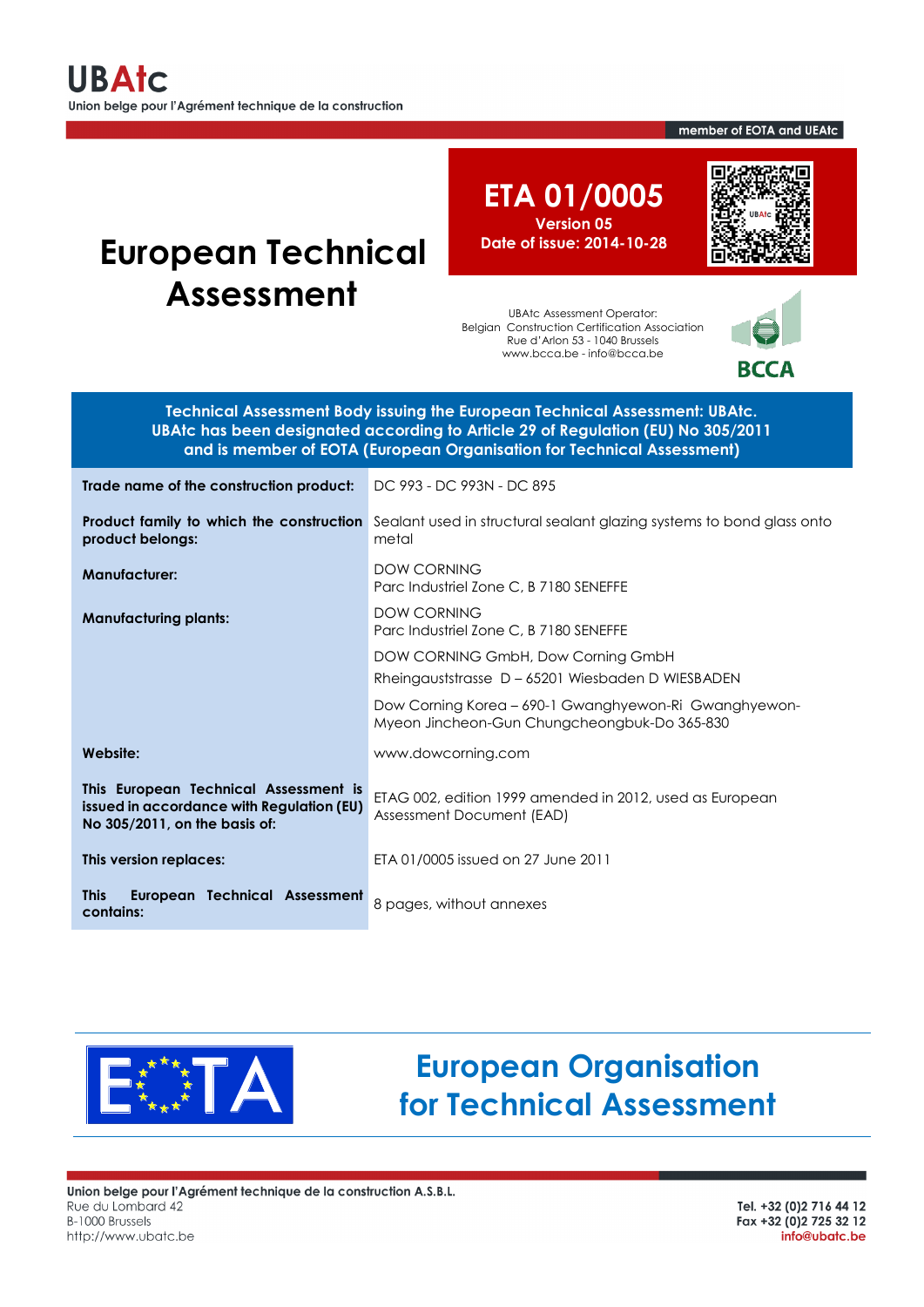**UBAtc**
Union belge pour l'Agrément technique de la construction

member of EOTA and UEAtc

# European Technical Assessment

## ETA 01/0005

**Version 05**
**Date of issue: 2014-10-28**

UBAtc Assessment Operator:
Belgian Construction Certification Association
Rue d'Arlon 53 - 1040 Brussels
www.bcca.be - info@bcca.be

BCCA

**Technical Assessment Body issuing the European Technical Assessment: UBAtc.**
**UBAtc has been designated according to Article 29 of Regulation (EU) No 305/2011 and is member of EOTA (European Organisation for Technical Assessment)**

| | |
|---|---|
| **Trade name of the construction product:** | DC 993 - DC 993N - DC 895 |
| **Product family to which the construction product belongs:** | Sealant used in structural sealant glazing systems to bond glass onto metal |
| **Manufacturer:** | DOW CORNING<br>Parc Industriel Zone C, B 7180 SENEFFE |
| **Manufacturing plants:** | DOW CORNING<br>Parc Industriel Zone C, B 7180 SENEFFE |
| | DOW CORNING GmbH, Dow Corning GmbH<br>Rheingaustrasse D – 65201 Wiesbaden D WIESBADEN |
| | Dow Corning Korea – 690-1 Gwanghyewon-Ri Gwanghyewon-Myeon Jincheon-Gun Chungcheongbuk-Do 365-830 |
| **Website:** | www.dowcorning.com |
| **This European Technical Assessment is issued in accordance with Regulation (EU) No 305/2011, on the basis of:** | ETAG 002, edition 1999 amended in 2012, used as European Assessment Document (EAD) |
| **This version replaces:** | ETA 01/0005 issued on 27 June 2011 |
| **This European Technical Assessment contains:** | 8 pages, without annexes |

EOTA

**European Organisation for Technical Assessment**

**Union belge pour l'Agrément technique de la construction A.S.B.L.**
Rue du Lombard 42
B-1000 Brussels
http://www.ubatc.be

**Tel. +32 (0)2 716 44 12**
**Fax +32 (0)2 725 32 12**
**info@ubatc.be**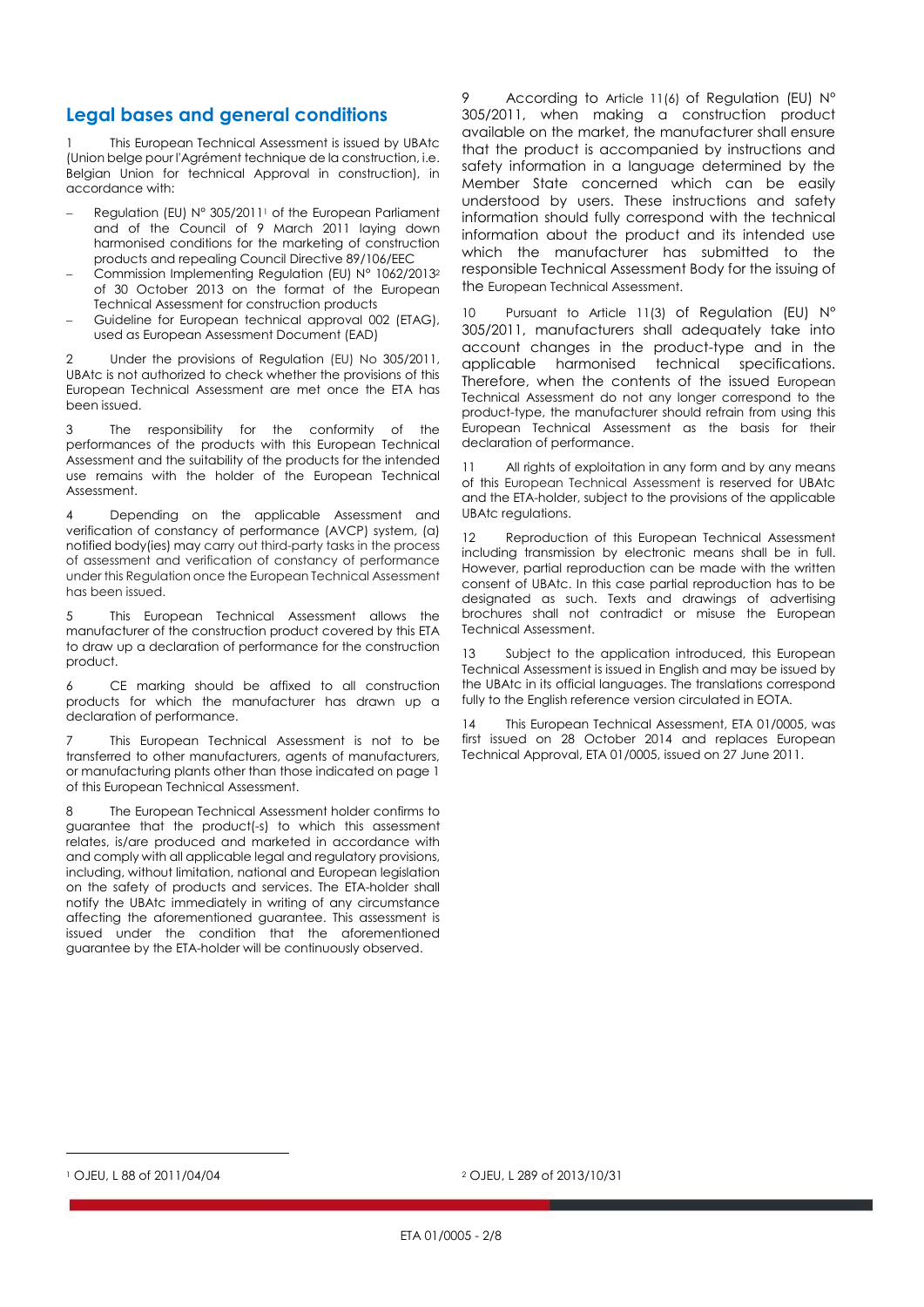## Legal bases and general conditions

1 This European Technical Assessment is issued by UBAtc (Union belge pour l'Agrément technique de la construction, i.e. Belgian Union for technical Approval in construction), in accordance with:

- Regulation (EU) N° 305/2011[1] of the European Parliament and of the Council of 9 March 2011 laying down harmonised conditions for the marketing of construction products and repealing Council Directive 89/106/EEC
- Commission Implementing Regulation (EU) N° 1062/2013[2] of 30 October 2013 on the format of the European Technical Assessment for construction products
- Guideline for European technical approval 002 (ETAG), used as European Assessment Document (EAD)

2 Under the provisions of Regulation (EU) No 305/2011, UBAtc is not authorized to check whether the provisions of this European Technical Assessment are met once the ETA has been issued.

3 The responsibility for the conformity of the performances of the products with this European Technical Assessment and the suitability of the products for the intended use remains with the holder of the European Technical Assessment.

4 Depending on the applicable Assessment and verification of constancy of performance (AVCP) system, (a) notified body(ies) may carry out third-party tasks in the process of assessment and verification of constancy of performance under this Regulation once the European Technical Assessment has been issued.

5 This European Technical Assessment allows the manufacturer of the construction product covered by this ETA to draw up a declaration of performance for the construction product.

6 CE marking should be affixed to all construction products for which the manufacturer has drawn up a declaration of performance.

7 This European Technical Assessment is not to be transferred to other manufacturers, agents of manufacturers, or manufacturing plants other than those indicated on page 1 of this European Technical Assessment.

8 The European Technical Assessment holder confirms to guarantee that the product(-s) to which this assessment relates, is/are produced and marketed in accordance with and comply with all applicable legal and regulatory provisions, including, without limitation, national and European legislation on the safety of products and services. The ETA-holder shall notify the UBAtc immediately in writing of any circumstance affecting the aforementioned guarantee. This assessment is issued under the condition that the aforementioned guarantee by the ETA-holder will be continuously observed.

9 According to Article 11(6) of Regulation (EU) N° 305/2011, when making a construction product available on the market, the manufacturer shall ensure that the product is accompanied by instructions and safety information in a language determined by the Member State concerned which can be easily understood by users. These instructions and safety information should fully correspond with the technical information about the product and its intended use which the manufacturer has submitted to the responsible Technical Assessment Body for the issuing of the European Technical Assessment.

10 Pursuant to Article 11(3) of Regulation (EU) N° 305/2011, manufacturers shall adequately take into account changes in the product-type and in the applicable harmonised technical specifications. Therefore, when the contents of the issued European Technical Assessment do not any longer correspond to the product-type, the manufacturer should refrain from using this European Technical Assessment as the basis for their declaration of performance.

11 All rights of exploitation in any form and by any means of this European Technical Assessment is reserved for UBAtc and the ETA-holder, subject to the provisions of the applicable UBAtc regulations.

12 Reproduction of this European Technical Assessment including transmission by electronic means shall be in full. However, partial reproduction can be made with the written consent of UBAtc. In this case partial reproduction has to be designated as such. Texts and drawings of advertising brochures shall not contradict or misuse the European Technical Assessment.

13 Subject to the application introduced, this European Technical Assessment is issued in English and may be issued by the UBAtc in its official languages. The translations correspond fully to the English reference version circulated in EOTA.

14 This European Technical Assessment, ETA 01/0005, was first issued on 28 October 2014 and replaces European Technical Approval, ETA 01/0005, issued on 27 June 2011.

---

[1] OJEU, L 88 of 2011/04/04

[2] OJEU, L 289 of 2013/10/31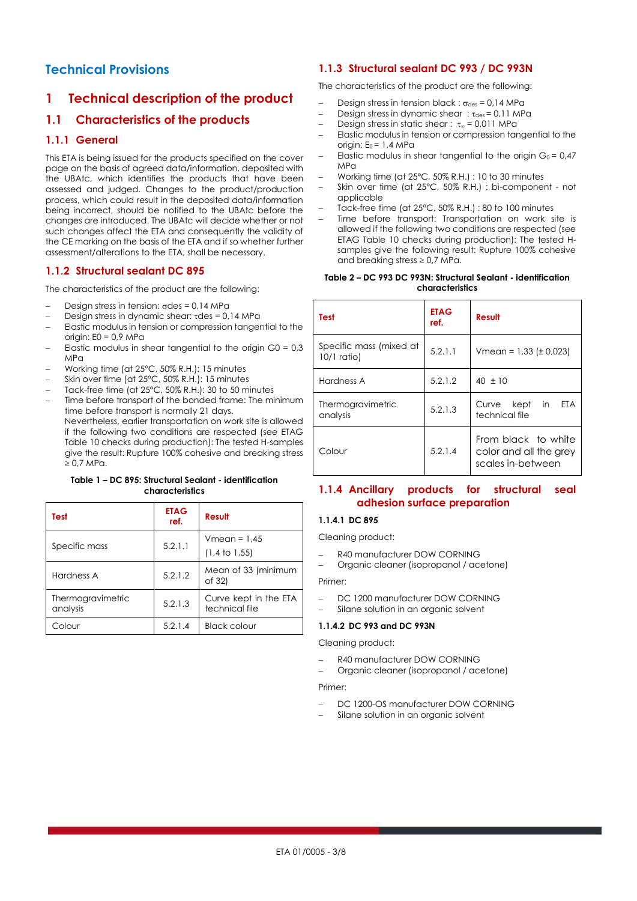# Technical Provisions

## 1 Technical description of the product

### 1.1 Characteristics of the products

#### 1.1.1 General

This ETA is being issued for the products specified on the cover page on the basis of agreed data/information, deposited with the UBAtc, which identifies the products that have been assessed and judged. Changes to the product/production process, which could result in the deposited data/information being incorrect, should be notified to the UBAtc before the changes are introduced. The UBAtc will decide whether or not such changes affect the ETA and consequently the validity of the CE marking on the basis of the ETA and if so whether further assessment/alterations to the ETA, shall be necessary.

#### 1.1.2 Structural sealant DC 895

The characteristics of the product are the following:

- Design stress in tension: $\sigma des$ = 0,14 MPa
- Design stress in dynamic shear: $\tau des$ = 0,14 MPa
- Elastic modulus in tension or compression tangential to the origin: E0 = 0,9 MPa
- Elastic modulus in shear tangential to the origin G0 = 0,3 MPa
- Working time (at 25°C, 50% R.H.): 15 minutes
- Skin over time (at 25°C, 50% R.H.): 15 minutes
- Tack-free time (at 25°C, 50% R.H.): 30 to 50 minutes
- Time before transport of the bonded frame: The minimum time before transport is normally 21 days.
  Nevertheless, earlier transportation on work site is allowed if the following two conditions are respected (see ETAG Table 10 checks during production): The tested H-samples give the result: Rupture 100% cohesive and breaking stress ≥ 0,7 MPa.

**Table 1 – DC 895: Structural Sealant - identification characteristics**

| Test | ETAG ref. | Result |
|---|---|---|
| Specific mass | 5.2.1.1 | Vmean = 1,45<br>(1,4 to 1,55) |
| Hardness A | 5.2.1.2 | Mean of 33 (minimum of 32) |
| Thermogravimetric analysis | 5.2.1.3 | Curve kept in the ETA technical file |
| Colour | 5.2.1.4 | Black colour |

#### 1.1.3 Structural sealant DC 993 / DC 993N

The characteristics of the product are the following:

- Design stress in tension black : $\sigma_{des}$ = 0,14 MPa
- Design stress in dynamic shear : $\tau_{des}$ = 0,11 MPa
- Design stress in static shear : $\tau_{\infty}$ = 0,011 MPa
- Elastic modulus in tension or compression tangential to the origin: $E_0$ = 1,4 MPa
- Elastic modulus in shear tangential to the origin $G_0$ = 0,47 MPa
- Working time (at 25°C, 50% R.H.) : 10 to 30 minutes
- Skin over time (at 25°C, 50% R.H.) : bi-component - not applicable
- Tack-free time (at 25°C, 50% R.H.) : 80 to 100 minutes
- Time before transport: Transportation on work site is allowed if the following two conditions are respected (see ETAG Table 10 checks during production): The tested H-samples give the following result: Rupture 100% cohesive and breaking stress ≥ 0,7 MPa.

**Table 2 – DC 993 DC 993N: Structural Sealant - identification characteristics**

| Test | ETAG ref. | Result |
|---|---|---|
| Specific mass (mixed at 10/1 ratio) | 5.2.1.1 | Vmean = 1,33 (± 0,023) |
| Hardness A | 5.2.1.2 | 40 ± 10 |
| Thermogravimetric analysis | 5.2.1.3 | Curve kept in ETA technical file |
| Colour | 5.2.1.4 | From black to white color and all the grey scales in-between |

#### 1.1.4 Ancillary products for structural seal adhesion surface preparation

##### 1.1.4.1 DC 895

Cleaning product:

- R40 manufacturer DOW CORNING
- Organic cleaner (isopropanol / acetone)

Primer:

- DC 1200 manufacturer DOW CORNING
- Silane solution in an organic solvent

##### 1.1.4.2 DC 993 and DC 993N

Cleaning product:

- R40 manufacturer DOW CORNING
- Organic cleaner (isopropanol / acetone)

Primer:

- DC 1200-OS manufacturer DOW CORNING
- Silane solution in an organic solvent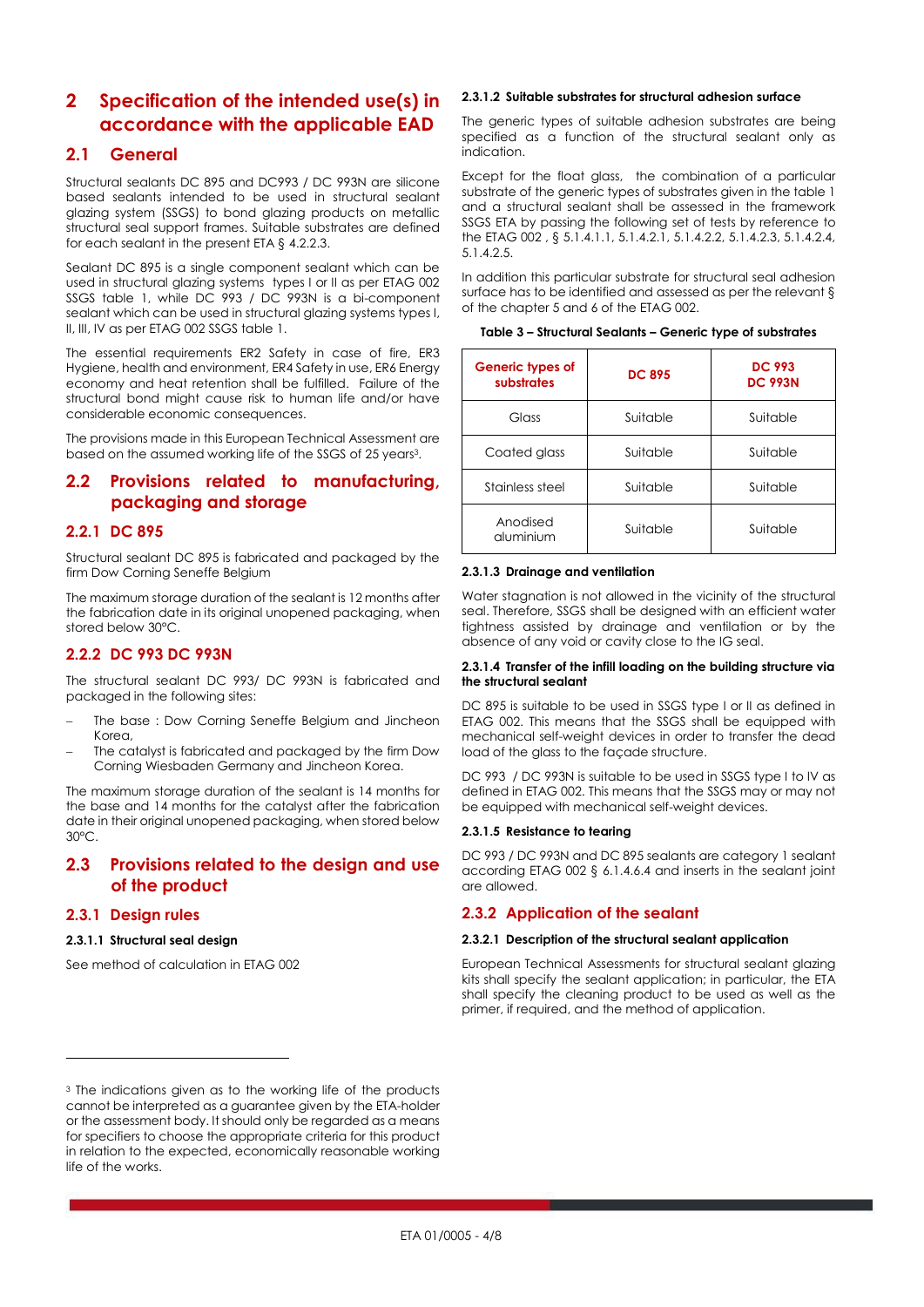## 2 Specification of the intended use(s) in accordance with the applicable EAD

### 2.1 General

Structural sealants DC 895 and DC993 / DC 993N are silicone based sealants intended to be used in structural sealant glazing system (SSGS) to bond glazing products on metallic structural seal support frames. Suitable substrates are defined for each sealant in the present ETA § 4.2.2.3.

Sealant DC 895 is a single component sealant which can be used in structural glazing systems types I or II as per ETAG 002 SSGS table 1, while DC 993 / DC 993N is a bi-component sealant which can be used in structural glazing systems types I, II, III, IV as per ETAG 002 SSGS table 1.

The essential requirements ER2 Safety in case of fire, ER3 Hygiene, health and environment, ER4 Safety in use, ER6 Energy economy and heat retention shall be fulfilled. Failure of the structural bond might cause risk to human life and/or have considerable economic consequences.

The provisions made in this European Technical Assessment are based on the assumed working life of the SSGS of 25 years[3].

### 2.2 Provisions related to manufacturing, packaging and storage

#### 2.2.1 DC 895

Structural sealant DC 895 is fabricated and packaged by the firm Dow Corning Seneffe Belgium

The maximum storage duration of the sealant is 12 months after the fabrication date in its original unopened packaging, when stored below 30°C.

#### 2.2.2 DC 993 DC 993N

The structural sealant DC 993/ DC 993N is fabricated and packaged in the following sites:

- The base : Dow Corning Seneffe Belgium and Jincheon Korea,
- The catalyst is fabricated and packaged by the firm Dow Corning Wiesbaden Germany and Jincheon Korea.

The maximum storage duration of the sealant is 14 months for the base and 14 months for the catalyst after the fabrication date in their original unopened packaging, when stored below 30°C.

### 2.3 Provisions related to the design and use of the product

#### 2.3.1 Design rules

##### 2.3.1.1 Structural seal design

See method of calculation in ETAG 002

##### 2.3.1.2 Suitable substrates for structural adhesion surface

The generic types of suitable adhesion substrates are being specified as a function of the structural sealant only as indication.

Except for the float glass, the combination of a particular substrate of the generic types of substrates given in the table 1 and a structural sealant shall be assessed in the framework SSGS ETA by passing the following set of tests by reference to the ETAG 002 , § 5.1.4.1.1, 5.1.4.2.1, 5.1.4.2.2, 5.1.4.2.3, 5.1.4.2.4, 5.1.4.2.5.

In addition this particular substrate for structural seal adhesion surface has to be identified and assessed as per the relevant § of the chapter 5 and 6 of the ETAG 002.

**Table 3 – Structural Sealants – Generic type of substrates**

| Generic types of substrates | DC 895 | DC 993 DC 993N |
|---|---|---|
| Glass | Suitable | Suitable |
| Coated glass | Suitable | Suitable |
| Stainless steel | Suitable | Suitable |
| Anodised aluminium | Suitable | Suitable |

##### 2.3.1.3 Drainage and ventilation

Water stagnation is not allowed in the vicinity of the structural seal. Therefore, SSGS shall be designed with an efficient water tightness assisted by drainage and ventilation or by the absence of any void or cavity close to the IG seal.

##### 2.3.1.4 Transfer of the infill loading on the building structure via the structural sealant

DC 895 is suitable to be used in SSGS type I or II as defined in ETAG 002. This means that the SSGS shall be equipped with mechanical self-weight devices in order to transfer the dead load of the glass to the façade structure.

DC 993 / DC 993N is suitable to be used in SSGS type I to IV as defined in ETAG 002. This means that the SSGS may or may not be equipped with mechanical self-weight devices.

##### 2.3.1.5 Resistance to tearing

DC 993 / DC 993N and DC 895 sealants are category 1 sealant according ETAG 002 § 6.1.4.6.4 and inserts in the sealant joint are allowed.

#### 2.3.2 Application of the sealant

##### 2.3.2.1 Description of the structural sealant application

European Technical Assessments for structural sealant glazing kits shall specify the sealant application; in particular, the ETA shall specify the cleaning product to be used as well as the primer, if required, and the method of application.

---

[3] The indications given as to the working life of the products cannot be interpreted as a guarantee given by the ETA-holder or the assessment body. It should only be regarded as a means for specifiers to choose the appropriate criteria for this product in relation to the expected, economically reasonable working life of the works.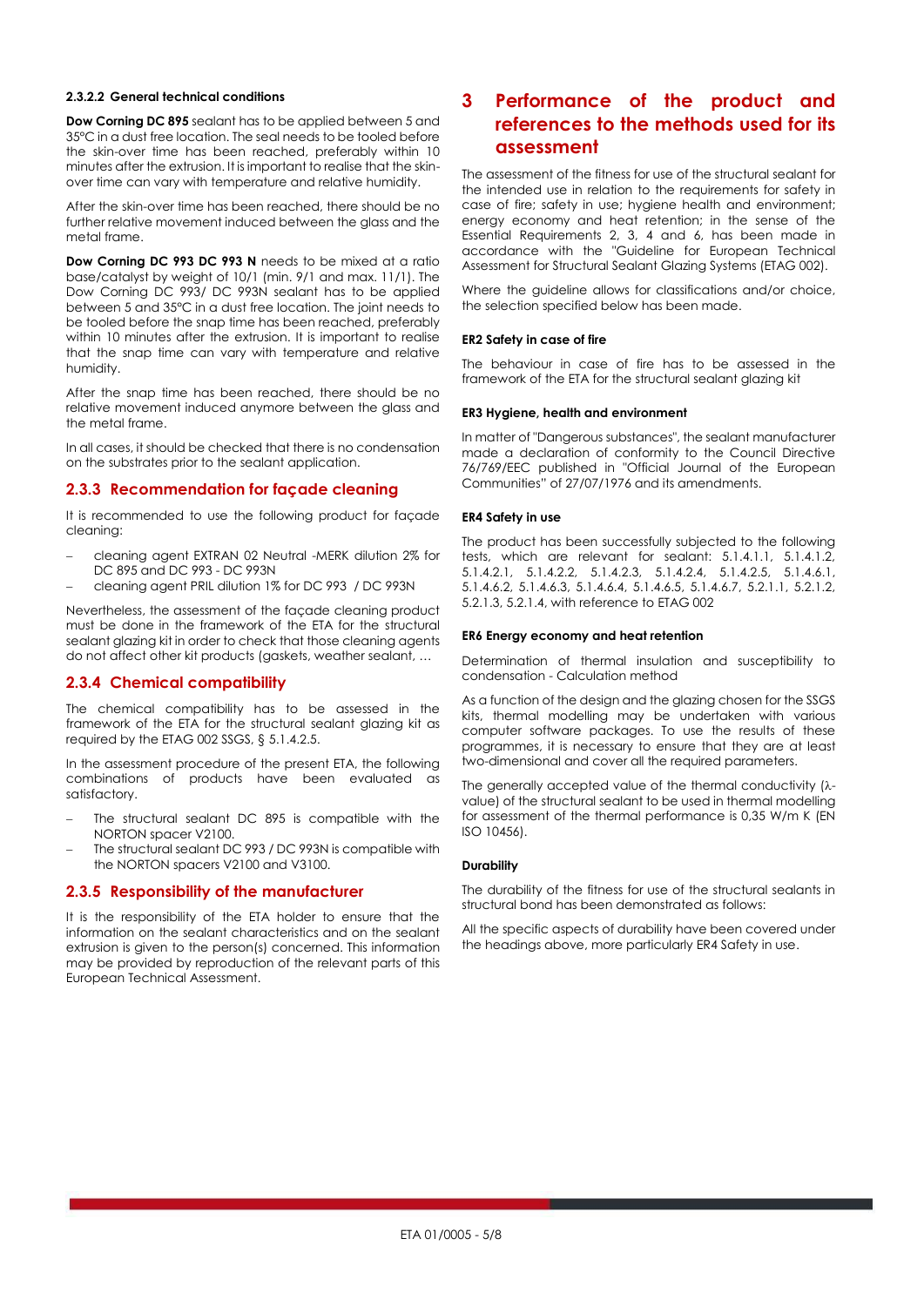#### 2.3.2.2 General technical conditions

**Dow Corning DC 895** sealant has to be applied between 5 and 35°C in a dust free location. The seal needs to be tooled before the skin-over time has been reached, preferably within 10 minutes after the extrusion. It is important to realise that the skin-over time can vary with temperature and relative humidity.

After the skin-over time has been reached, there should be no further relative movement induced between the glass and the metal frame.

**Dow Corning DC 993 DC 993 N** needs to be mixed at a ratio base/catalyst by weight of 10/1 (min. 9/1 and max. 11/1). The Dow Corning DC 993/ DC 993N sealant has to be applied between 5 and 35°C in a dust free location. The joint needs to be tooled before the snap time has been reached, preferably within 10 minutes after the extrusion. It is important to realise that the snap time can vary with temperature and relative humidity.

After the snap time has been reached, there should be no relative movement induced anymore between the glass and the metal frame.

In all cases, it should be checked that there is no condensation on the substrates prior to the sealant application.

### 2.3.3 Recommendation for façade cleaning

It is recommended to use the following product for façade cleaning:

- cleaning agent EXTRAN 02 Neutral -MERK dilution 2% for DC 895 and DC 993 - DC 993N
- cleaning agent PRIL dilution 1% for DC 993 / DC 993N

Nevertheless, the assessment of the façade cleaning product must be done in the framework of the ETA for the structural sealant glazing kit in order to check that those cleaning agents do not affect other kit products (gaskets, weather sealant, …

### 2.3.4 Chemical compatibility

The chemical compatibility has to be assessed in the framework of the ETA for the structural sealant glazing kit as required by the ETAG 002 SSGS, § 5.1.4.2.5.

In the assessment procedure of the present ETA, the following combinations of products have been evaluated as satisfactory.

- The structural sealant DC 895 is compatible with the NORTON spacer V2100.
- The structural sealant DC 993 / DC 993N is compatible with the NORTON spacers V2100 and V3100.

### 2.3.5 Responsibility of the manufacturer

It is the responsibility of the ETA holder to ensure that the information on the sealant characteristics and on the sealant extrusion is given to the person(s) concerned. This information may be provided by reproduction of the relevant parts of this European Technical Assessment.

# 3 Performance of the product and references to the methods used for its assessment

The assessment of the fitness for use of the structural sealant for the intended use in relation to the requirements for safety in case of fire; safety in use; hygiene health and environment; energy economy and heat retention; in the sense of the Essential Requirements 2, 3, 4 and 6, has been made in accordance with the "Guideline for European Technical Assessment for Structural Sealant Glazing Systems (ETAG 002).

Where the guideline allows for classifications and/or choice, the selection specified below has been made.

#### ER2 Safety in case of fire

The behaviour in case of fire has to be assessed in the framework of the ETA for the structural sealant glazing kit

#### ER3 Hygiene, health and environment

In matter of "Dangerous substances", the sealant manufacturer made a declaration of conformity to the Council Directive 76/769/EEC published in "Official Journal of the European Communities" of 27/07/1976 and its amendments.

#### ER4 Safety in use

The product has been successfully subjected to the following tests, which are relevant for sealant: 5.1.4.1.1, 5.1.4.1.2, 5.1.4.2.1, 5.1.4.2.2, 5.1.4.2.3, 5.1.4.2.4, 5.1.4.2.5, 5.1.4.6.1, 5.1.4.6.2, 5.1.4.6.3, 5.1.4.6.4, 5.1.4.6.5, 5.1.4.6.7, 5.2.1.1, 5.2.1.2, 5.2.1.3, 5.2.1.4, with reference to ETAG 002

#### ER6 Energy economy and heat retention

Determination of thermal insulation and susceptibility to condensation - Calculation method

As a function of the design and the glazing chosen for the SSGS kits, thermal modelling may be undertaken with various computer software packages. To use the results of these programmes, it is necessary to ensure that they are at least two-dimensional and cover all the required parameters.

The generally accepted value of the thermal conductivity ($\lambda$-value) of the structural sealant to be used in thermal modelling for assessment of the thermal performance is 0,35 W/m K (EN ISO 10456).

#### Durability

The durability of the fitness for use of the structural sealants in structural bond has been demonstrated as follows:

All the specific aspects of durability have been covered under the headings above, more particularly ER4 Safety in use.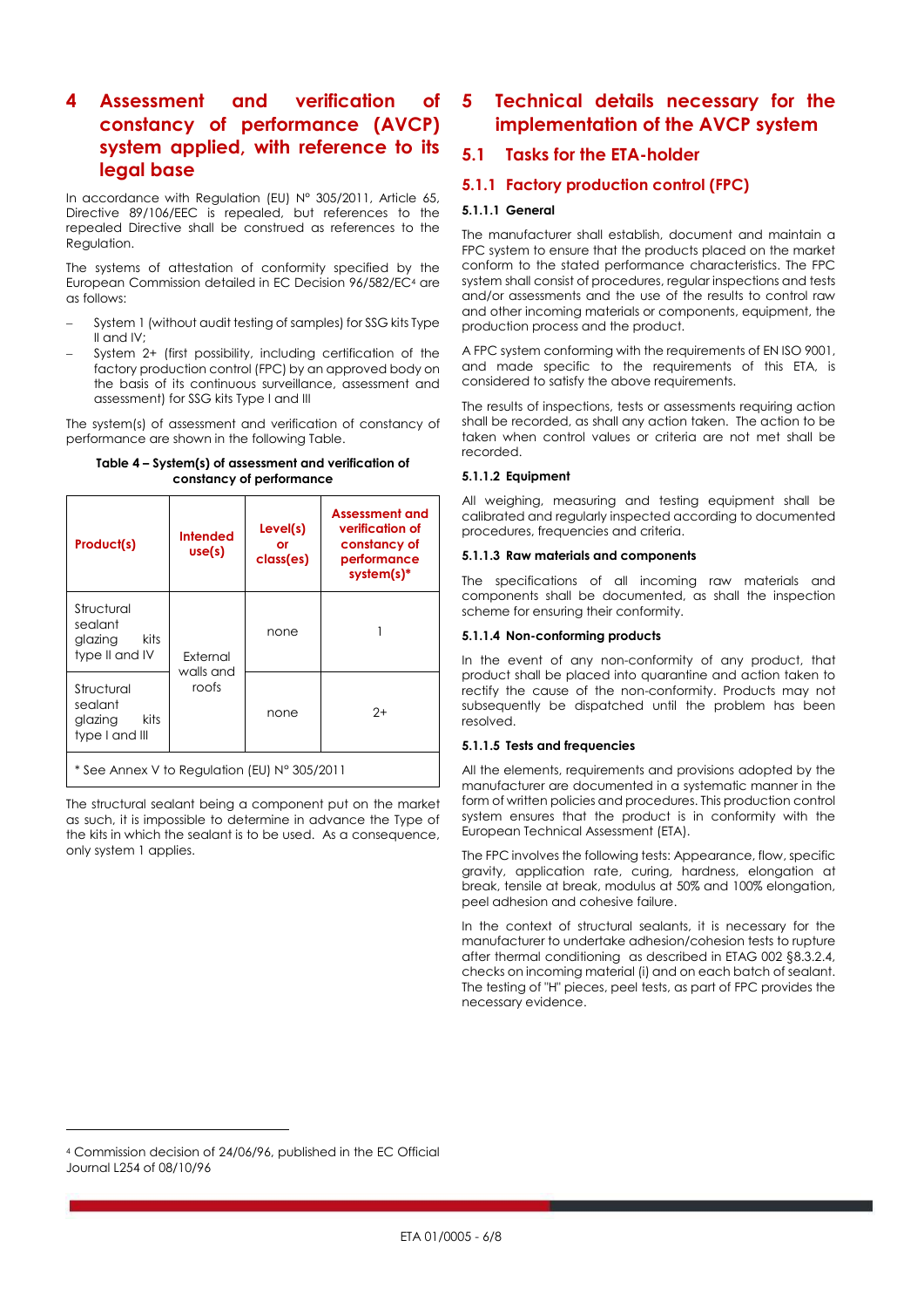# 4 Assessment and verification of constancy of performance (AVCP) system applied, with reference to its legal base

In accordance with Regulation (EU) N° 305/2011, Article 65, Directive 89/106/EEC is repealed, but references to the repealed Directive shall be construed as references to the Regulation.

The systems of attestation of conformity specified by the European Commission detailed in EC Decision 96/582/EC[4] are as follows:

- System 1 (without audit testing of samples) for SSG kits Type II and IV;
- System 2+ (first possibility, including certification of the factory production control (FPC) by an approved body on the basis of its continuous surveillance, assessment and assessment) for SSG kits Type I and III

The system(s) of assessment and verification of constancy of performance are shown in the following Table.

**Table 4 – System(s) of assessment and verification of constancy of performance**

| Product(s) | Intended use(s) | Level(s) or class(es) | Assessment and verification of constancy of performance system(s)* |
|---|---|---|---|
| Structural sealant glazing kits type II and IV | External walls and roofs | none | 1 |
| Structural sealant glazing kits type I and III | | none | 2+ |
| * See Annex V to Regulation (EU) N° 305/2011 | | | |

The structural sealant being a component put on the market as such, it is impossible to determine in advance the Type of the kits in which the sealant is to be used. As a consequence, only system 1 applies.

[4] Commission decision of 24/06/96, published in the EC Official Journal L254 of 08/10/96

# 5 Technical details necessary for the implementation of the AVCP system

## 5.1 Tasks for the ETA-holder

### 5.1.1 Factory production control (FPC)

#### 5.1.1.1 General

The manufacturer shall establish, document and maintain a FPC system to ensure that the products placed on the market conform to the stated performance characteristics. The FPC system shall consist of procedures, regular inspections and tests and/or assessments and the use of the results to control raw and other incoming materials or components, equipment, the production process and the product.

A FPC system conforming with the requirements of EN ISO 9001, and made specific to the requirements of this ETA, is considered to satisfy the above requirements.

The results of inspections, tests or assessments requiring action shall be recorded, as shall any action taken. The action to be taken when control values or criteria are not met shall be recorded.

#### 5.1.1.2 Equipment

All weighing, measuring and testing equipment shall be calibrated and regularly inspected according to documented procedures, frequencies and criteria.

#### 5.1.1.3 Raw materials and components

The specifications of all incoming raw materials and components shall be documented, as shall the inspection scheme for ensuring their conformity.

#### 5.1.1.4 Non-conforming products

In the event of any non-conformity of any product, that product shall be placed into quarantine and action taken to rectify the cause of the non-conformity. Products may not subsequently be dispatched until the problem has been resolved.

#### 5.1.1.5 Tests and frequencies

All the elements, requirements and provisions adopted by the manufacturer are documented in a systematic manner in the form of written policies and procedures. This production control system ensures that the product is in conformity with the European Technical Assessment (ETA).

The FPC involves the following tests: Appearance, flow, specific gravity, application rate, curing, hardness, elongation at break, tensile at break, modulus at 50% and 100% elongation, peel adhesion and cohesive failure.

In the context of structural sealants, it is necessary for the manufacturer to undertake adhesion/cohesion tests to rupture after thermal conditioning as described in ETAG 002 §8.3.2.4, checks on incoming material (i) and on each batch of sealant. The testing of "H" pieces, peel tests, as part of FPC provides the necessary evidence.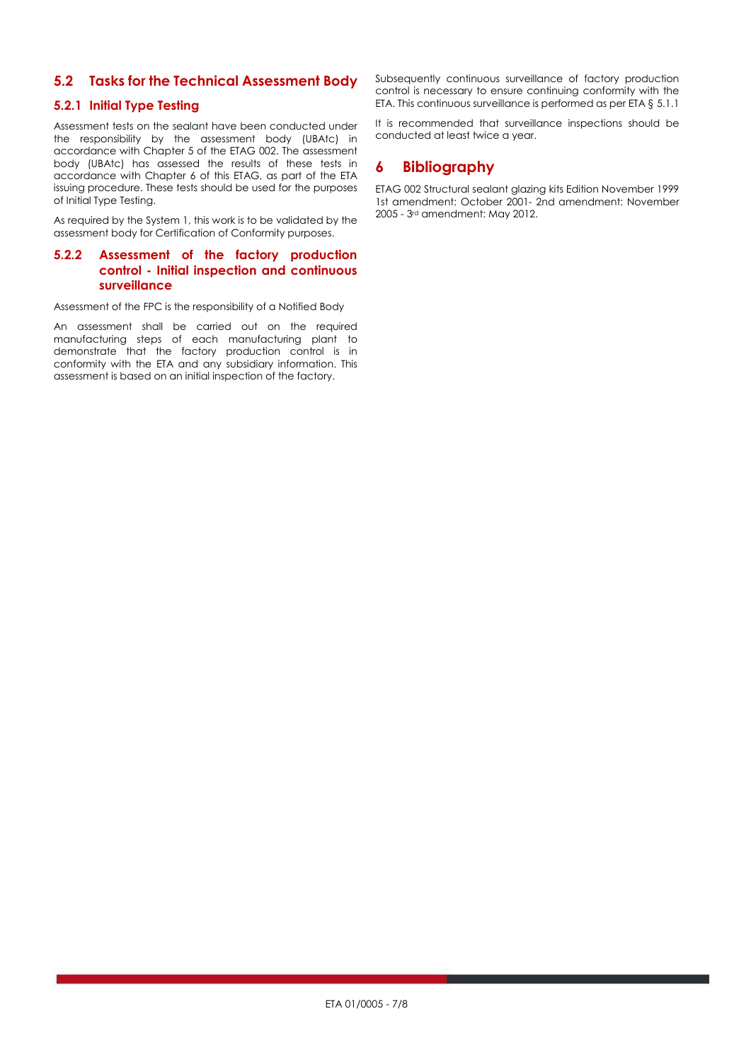## 5.2 Tasks for the Technical Assessment Body

### 5.2.1 Initial Type Testing

Assessment tests on the sealant have been conducted under the responsibility by the assessment body (UBAtc) in accordance with Chapter 5 of the ETAG 002. The assessment body (UBAtc) has assessed the results of these tests in accordance with Chapter 6 of this ETAG, as part of the ETA issuing procedure. These tests should be used for the purposes of Initial Type Testing.

As required by the System 1, this work is to be validated by the assessment body for Certification of Conformity purposes.

### 5.2.2 Assessment of the factory production control - Initial inspection and continuous surveillance

Assessment of the FPC is the responsibility of a Notified Body

An assessment shall be carried out on the required manufacturing steps of each manufacturing plant to demonstrate that the factory production control is in conformity with the ETA and any subsidiary information. This assessment is based on an initial inspection of the factory.

Subsequently continuous surveillance of factory production control is necessary to ensure continuing conformity with the ETA. This continuous surveillance is performed as per ETA § 5.1.1

It is recommended that surveillance inspections should be conducted at least twice a year.

# 6 Bibliography

ETAG 002 Structural sealant glazing kits Edition November 1999 1st amendment: October 2001- 2nd amendment: November 2005 - 3rd amendment: May 2012.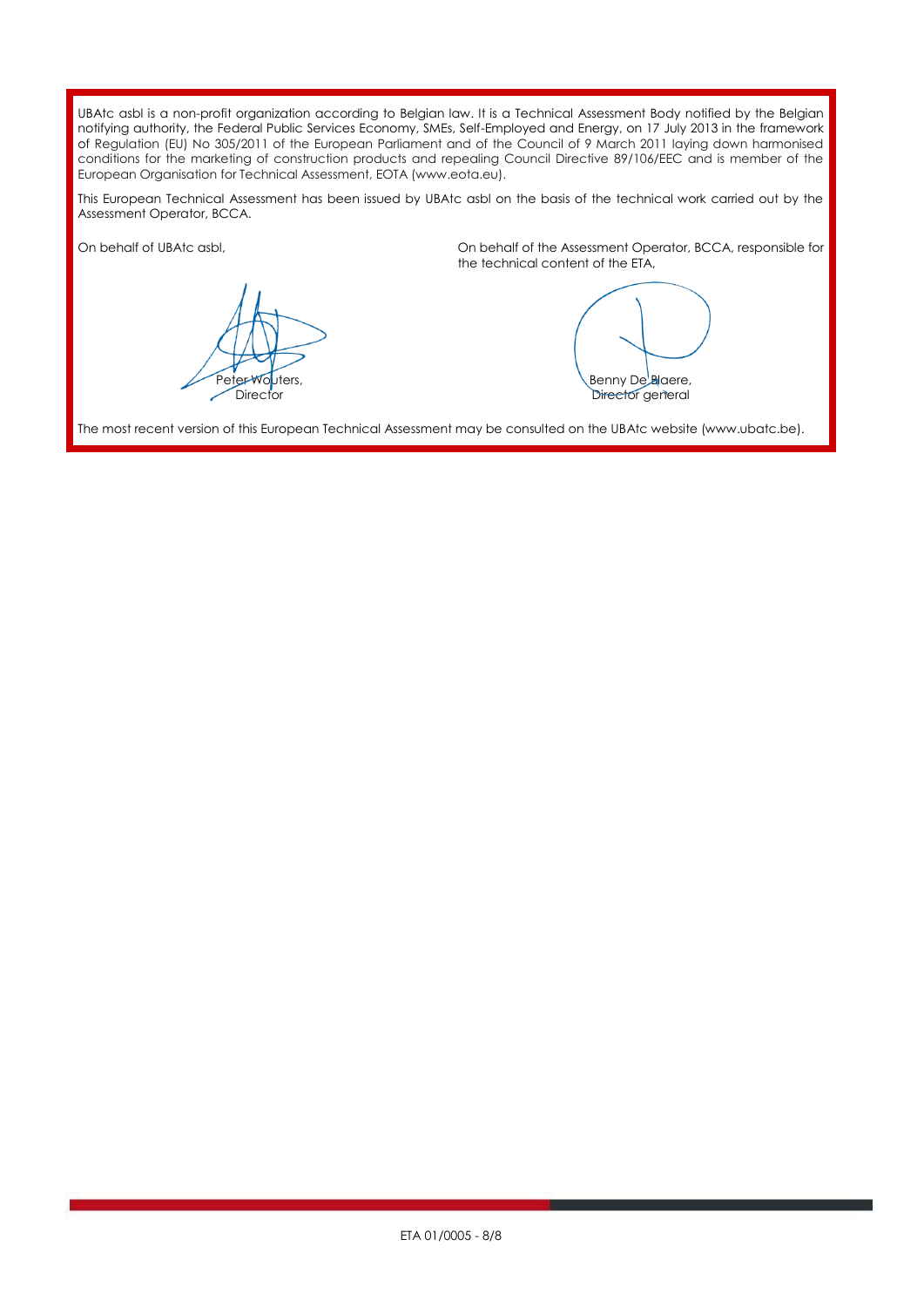UBAtc asbl is a non-profit organization according to Belgian law. It is a Technical Assessment Body notified by the Belgian notifying authority, the Federal Public Services Economy, SMEs, Self-Employed and Energy, on 17 July 2013 in the framework of Regulation (EU) No 305/2011 of the European Parliament and of the Council of 9 March 2011 laying down harmonised conditions for the marketing of construction products and repealing Council Directive 89/106/EEC and is member of the European Organisation for Technical Assessment, EOTA (www.eota.eu).

This European Technical Assessment has been issued by UBAtc asbl on the basis of the technical work carried out by the Assessment Operator, BCCA.

On behalf of UBAtc asbl,

Peter Wouters,
Director

On behalf of the Assessment Operator, BCCA, responsible for the technical content of the ETA,

Benny De Blaere,
Director general

The most recent version of this European Technical Assessment may be consulted on the UBAtc website (www.ubatc.be).